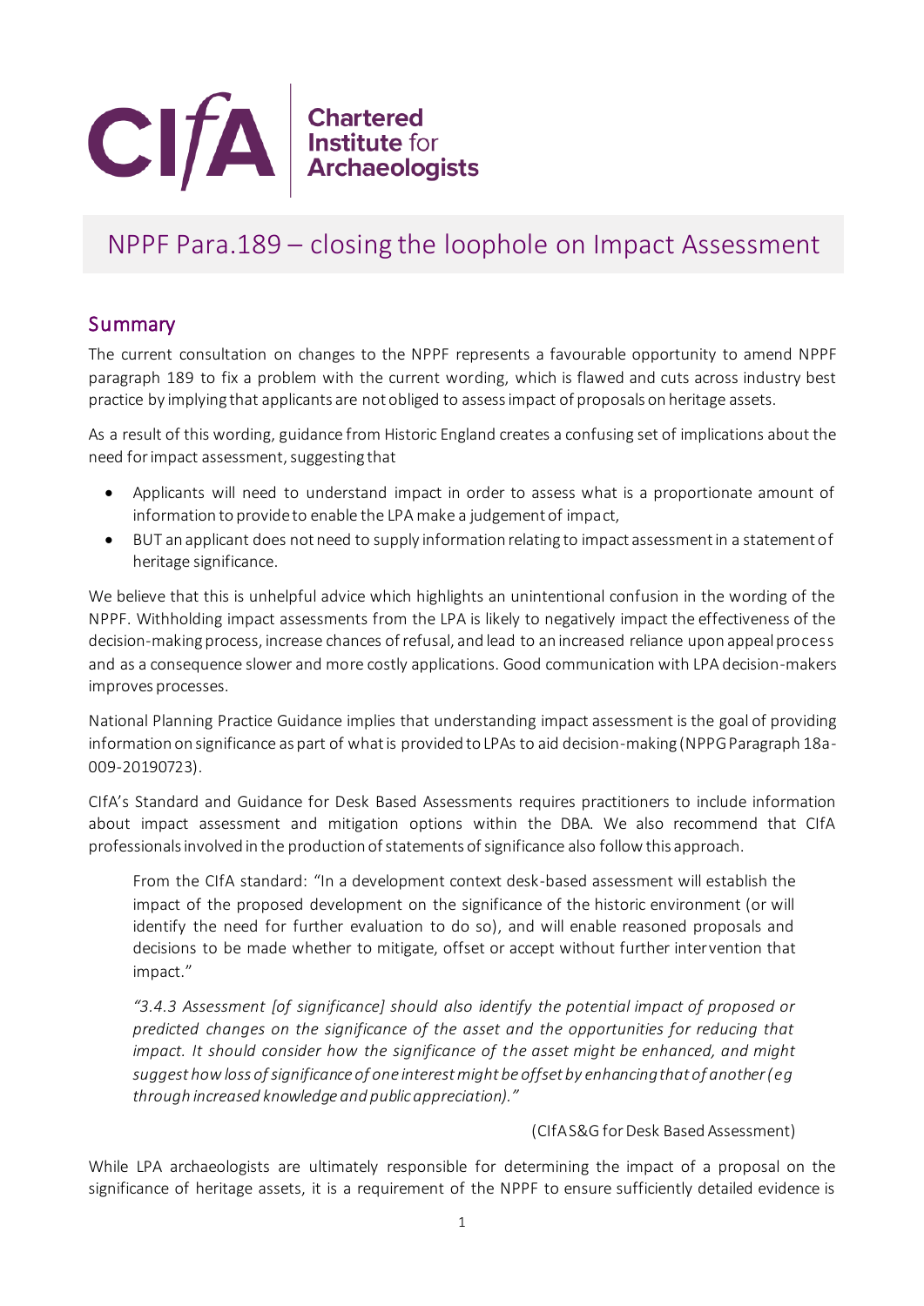Chartered Institute for Archaeologists

# NPPF Para.189 – closing the loophole on Impact Assessment

## Summary

The current consultation on changes to the NPPF represents a favourable opportunity to amend NPPF paragraph 189 to fix a problem with the current wording, which is flawed and cuts across industry best practice by implying that applicants are not obliged to assess impact of proposals on heritage assets.

As a result of this wording, guidance from Historic England creates a confusing set of implications about the need for impact assessment, suggesting that

- Applicants will need to understand impact in order to assess what is a proportionate amount of information to provide to enable the LPA make a judgement of impact,
- BUT an applicant does not need to supply information relating to impact assessment in a statement of heritage significance.

We believe that this is unhelpful advice which highlights an unintentional confusion in the wording of the NPPF. Withholding impact assessments from the LPA is likely to negatively impact the effectiveness of the decision-making process, increase chances of refusal, and lead to an increased reliance upon appeal process and as a consequence slower and more costly applications. Good communication with LPA decision-makers improves processes.

National Planning Practice Guidance implies that understanding impact assessment is the goal of providing information on significance as part of what is provided to LPAs to aid decision-making (NPPG Paragraph 18a-009-20190723).

CIfA's Standard and Guidance for Desk Based Assessments requires practitioners to include information about impact assessment and mitigation options within the DBA. We also recommend that CIfA professionals involved in the production of statements of significance also follow this approach.

> From the CIfA standard: "In a development context desk-based assessment will establish the impact of the proposed development on the significance of the historic environment (or will identify the need for further evaluation to do so), and will enable reasoned proposals and decisions to be made whether to mitigate, offset or accept without further intervention that impact."
>
> *"3.4.3 Assessment [of significance] should also identify the potential impact of proposed or predicted changes on the significance of the asset and the opportunities for reducing that impact. It should consider how the significance of the asset might be enhanced, and might suggest how loss of significance of one interest might be offset by enhancing that of another (eg through increased knowledge and public appreciation)."*
>
> (CIfA S&G for Desk Based Assessment)

While LPA archaeologists are ultimately responsible for determining the impact of a proposal on the significance of heritage assets, it is a requirement of the NPPF to ensure sufficiently detailed evidence is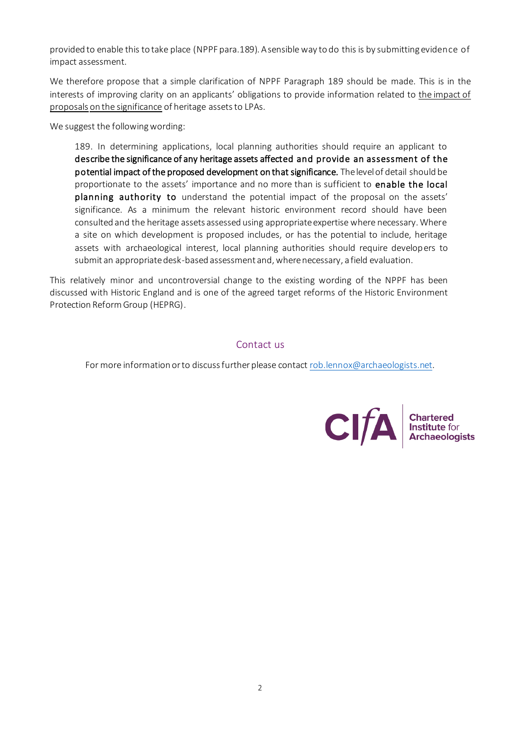provided to enable this to take place (NPPF para.189). A sensible way to do this is by submitting evidence of impact assessment.

We therefore propose that a simple clarification of NPPF Paragraph 189 should be made. This is in the interests of improving clarity on an applicants' obligations to provide information related to the impact of proposals on the significance of heritage assets to LPAs.

We suggest the following wording:

> 189. In determining applications, local planning authorities should require an applicant to **describe the significance of any heritage assets affected and provide an assessment of the potential impact of the proposed development on that significance.** The level of detail should be proportionate to the assets' importance and no more than is sufficient to **enable the local planning authority to** understand the potential impact of the proposal on the assets' significance. As a minimum the relevant historic environment record should have been consulted and the heritage assets assessed using appropriate expertise where necessary. Where a site on which development is proposed includes, or has the potential to include, heritage assets with archaeological interest, local planning authorities should require developers to submit an appropriate desk-based assessment and, where necessary, a field evaluation.

This relatively minor and uncontroversial change to the existing wording of the NPPF has been discussed with Historic England and is one of the agreed target reforms of the Historic Environment Protection Reform Group (HEPRG).

## Contact us

For more information or to discuss further please contact rob.lennox@archaeologists.net.

CIfA Chartered Institute for Archaeologists